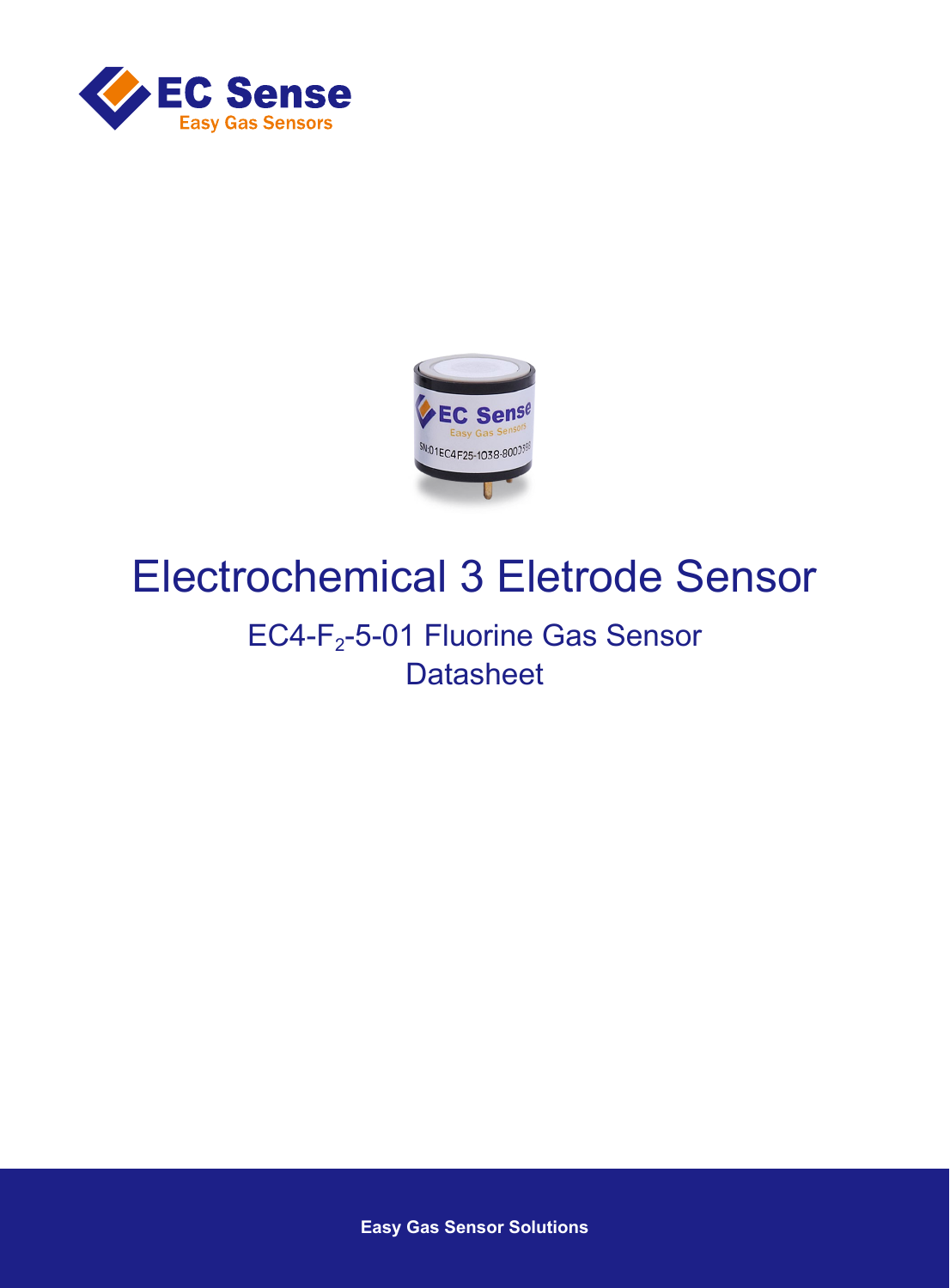EC Sense

Easy Gas Sensors

# Electrochemical 3 Eletrode Sensor

## EC4-$F_2$-5-01 Fluorine Gas Sensor

## Datasheet

**Easy Gas Sensor Solutions**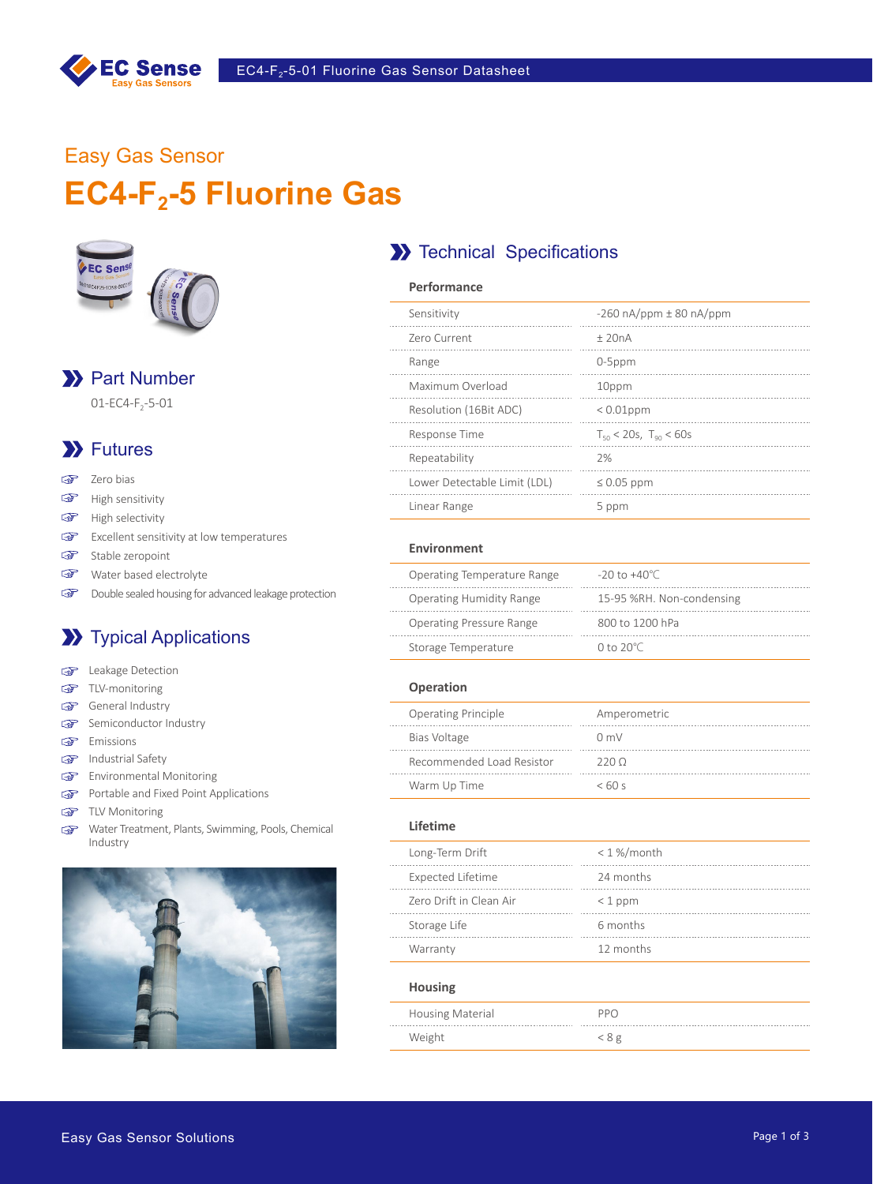Easy Gas Sensor

# EC4-$F_2$-5 Fluorine Gas

## Part Number

01-EC4-$F_2$-5-01

## Futures

- Zero bias
- High sensitivity
- High selectivity
- Excellent sensitivity at low temperatures
- Stable zeropoint
- Water based electrolyte
- Double sealed housing for advanced leakage protection

## Typical Applications

- Leakage Detection
- TLV-monitoring
- General Industry
- Semiconductor Industry
- Emissions
- Industrial Safety
- Environmental Monitoring
- Portable and Fixed Point Applications
- TLV Monitoring
- Water Treatment, Plants, Swimming, Pools, Chemical Industry

## Technical Specifications

### Performance

| | |
|---|---|
| Sensitivity | -260 nA/ppm ± 80 nA/ppm |
| Zero Current | ± 20nA |
| Range | 0-5ppm |
| Maximum Overload | 10ppm |
| Resolution (16Bit ADC) | < 0.01ppm |
| Response Time | $T_{50}$ < 20s, $T_{90}$ < 60s |
| Repeatability | 2% |
| Lower Detectable Limit (LDL) | ≤ 0.05 ppm |
| Linear Range | 5 ppm |

### Environment

| | |
|---|---|
| Operating Temperature Range | -20 to +40℃ |
| Operating Humidity Range | 15-95 %RH. Non-condensing |
| Operating Pressure Range | 800 to 1200 hPa |
| Storage Temperature | 0 to 20℃ |

### Operation

| | |
|---|---|
| Operating Principle | Amperometric |
| Bias Voltage | 0 mV |
| Recommended Load Resistor | 220 Ω |
| Warm Up Time | < 60 s |

### Lifetime

| | |
|---|---|
| Long-Term Drift | < 1 %/month |
| Expected Lifetime | 24 months |
| Zero Drift in Clean Air | < 1 ppm |
| Storage Life | 6 months |
| Warranty | 12 months |

### Housing

| | |
|---|---|
| Housing Material | PPO |
| Weight | < 8 g |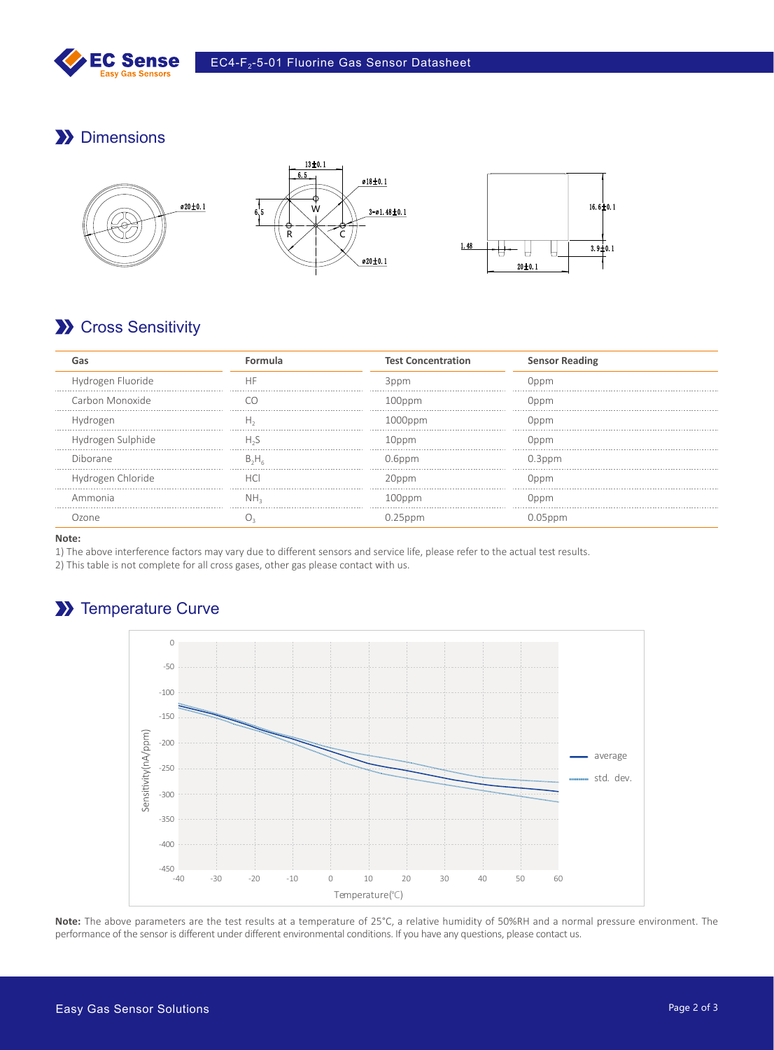## Dimensions

## Cross Sensitivity

| Gas | Formula | Test Concentration | Sensor Reading |
|---|---|---|---|
| Hydrogen Fluoride | HF | 3ppm | 0ppm |
| Carbon Monoxide | CO | 100ppm | 0ppm |
| Hydrogen | $H_2$ | 1000ppm | 0ppm |
| Hydrogen Sulphide | $H_2S$ | 10ppm | 0ppm |
| Diborane | $B_2H_6$ | 0.6ppm | 0.3ppm |
| Hydrogen Chloride | HCl | 20ppm | 0ppm |
| Ammonia | $NH_3$ | 100ppm | 0ppm |
| Ozone | $O_3$ | 0.25ppm | 0.05ppm |

**Note:**

1) The above interference factors may vary due to different sensors and service life, please refer to the actual test results.
2) This table is not complete for all cross gases, other gas please contact with us.

## Temperature Curve

**Note:** The above parameters are the test results at a temperature of 25°C, a relative humidity of 50%RH and a normal pressure environment. The performance of the sensor is different under different environmental conditions. If you have any questions, please contact us.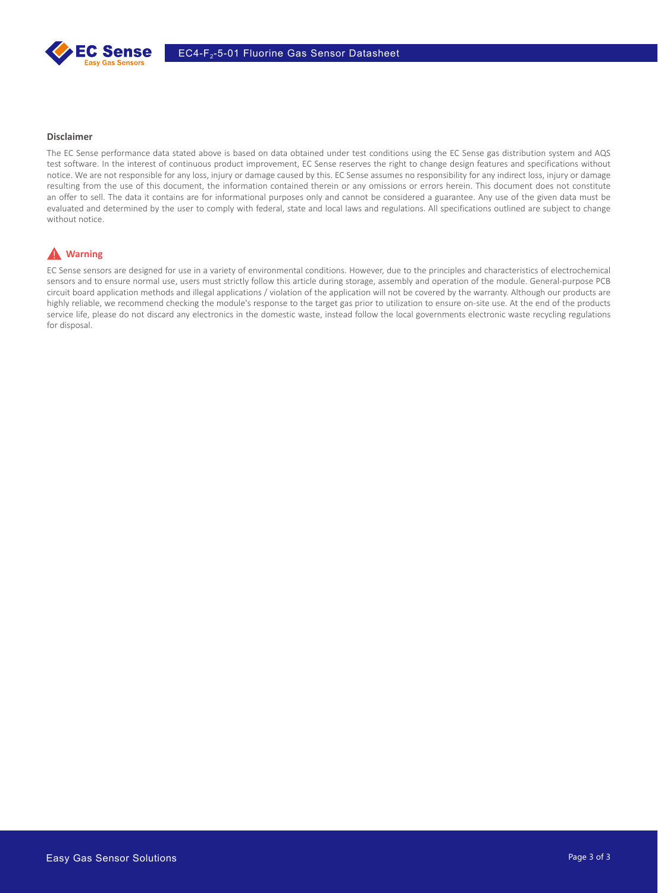## Disclaimer

The EC Sense performance data stated above is based on data obtained under test conditions using the EC Sense gas distribution system and AQS test software. In the interest of continuous product improvement, EC Sense reserves the right to change design features and specifications without notice. We are not responsible for any loss, injury or damage caused by this. EC Sense assumes no responsibility for any indirect loss, injury or damage resulting from the use of this document, the information contained therein or any omissions or errors herein. This document does not constitute an offer to sell. The data it contains are for informational purposes only and cannot be considered a guarantee. Any use of the given data must be evaluated and determined by the user to comply with federal, state and local laws and regulations. All specifications outlined are subject to change without notice.

## Warning

EC Sense sensors are designed for use in a variety of environmental conditions. However, due to the principles and characteristics of electrochemical sensors and to ensure normal use, users must strictly follow this article during storage, assembly and operation of the module. General-purpose PCB circuit board application methods and illegal applications / violation of the application will not be covered by the warranty. Although our products are highly reliable, we recommend checking the module's response to the target gas prior to utilization to ensure on-site use. At the end of the products service life, please do not discard any electronics in the domestic waste, instead follow the local governments electronic waste recycling regulations for disposal.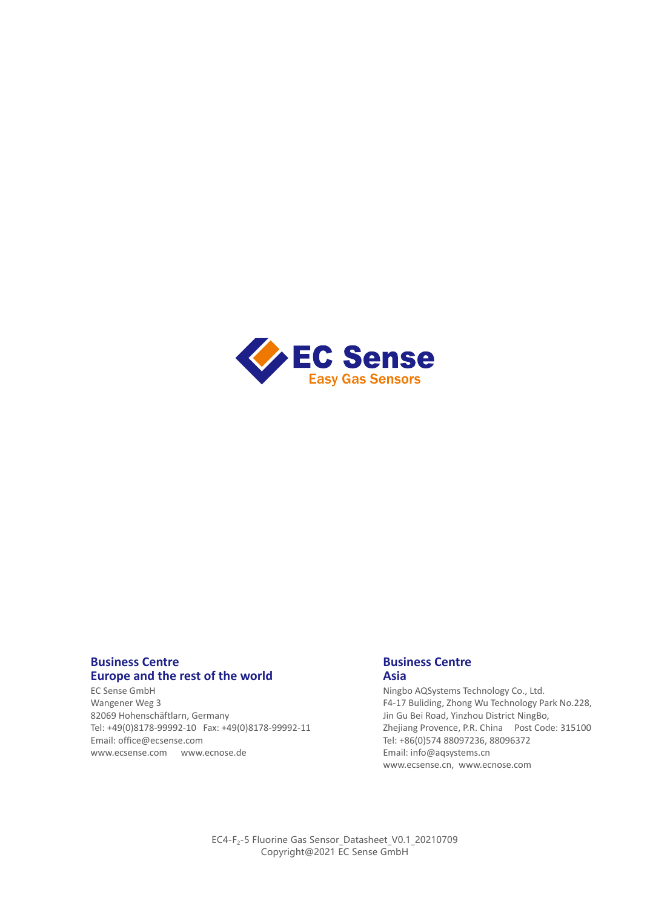EC Sense

Easy Gas Sensors

**Business Centre**
**Europe and the rest of the world**

EC Sense GmbH
Wangener Weg 3
82069 Hohenschäftlarn, Germany
Tel: +49(0)8178-99992-10 Fax: +49(0)8178-99992-11
Email: office@ecsense.com
www.ecsense.com www.ecnose.de

**Business Centre**
**Asia**

Ningbo AQSystems Technology Co., Ltd.
F4-17 Buliding, Zhong Wu Technology Park No.228,
Jin Gu Bei Road, Yinzhou District NingBo,
Zhejiang Provence, P.R. China Post Code: 315100
Tel: +86(0)574 88097236, 88096372
Email: info@aqsystems.cn
www.ecsense.cn, www.ecnose.com

EC4-$F_2$-5 Fluorine Gas Sensor_Datasheet_V0.1_20210709
Copyright@2021 EC Sense GmbH